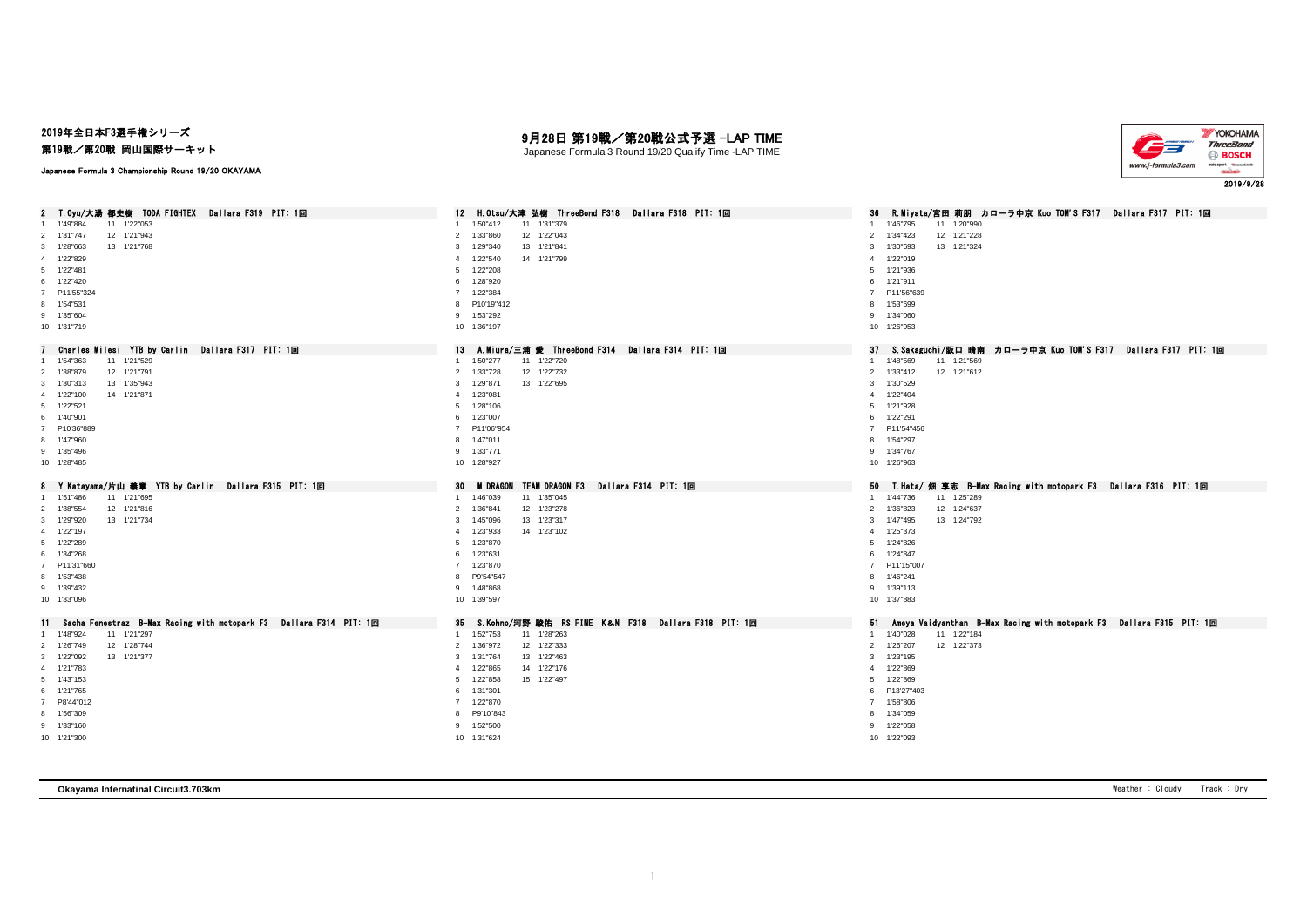2019年全日本F3選手権シリーズ

第19戦／第20戦 岡山国際サーキット

Japanese Formula 3 Championship Round 19/20 OKAYAMA

# 9月28日 第19戦／第20戦公式予選 -LAP TIME

Japanese Formula 3 Round 19/20 Qualify Time -LAP TIME

2019/9/28

**2 T.Oyu/大湯 都史樹 TODA FIGHTEX Dallara F319 PIT: 1回**

| Lap | Time | Lap | Time |
|---|---|---|---|
| 1 | 1'49"884 | 11 | 1'22"053 |
| 2 | 1'31"747 | 12 | 1'21"943 |
| 3 | 1'28"663 | 13 | 1'21"768 |
| 4 | 1'22"829 | | |
| 5 | 1'22"481 | | |
| 6 | 1'22"420 | | |
| 7 | P11'55"324 | | |
| 8 | 1'54"531 | | |
| 9 | 1'35"604 | | |
| 10 | 1'31"719 | | |

**7 Charles Milesi YTB by Carlin Dallara F317 PIT: 1回**

| Lap | Time | Lap | Time |
|---|---|---|---|
| 1 | 1'54"363 | 11 | 1'21"529 |
| 2 | 1'38"879 | 12 | 1'21"791 |
| 3 | 1'30"313 | 13 | 1'35"943 |
| 4 | 1'22"100 | 14 | 1'21"871 |
| 5 | 1'22"521 | | |
| 6 | 1'40"901 | | |
| 7 | P10'36"889 | | |
| 8 | 1'47"960 | | |
| 9 | 1'35"496 | | |
| 10 | 1'28"485 | | |

**8 Y.Katayama/片山 義章 YTB by Carlin Dallara F315 PIT: 1回**

| Lap | Time | Lap | Time |
|---|---|---|---|
| 1 | 1'51"486 | 11 | 1'21"695 |
| 2 | 1'38"554 | 12 | 1'21"816 |
| 3 | 1'29"920 | 13 | 1'21"734 |
| 4 | 1'22"197 | | |
| 5 | 1'22"289 | | |
| 6 | 1'34"268 | | |
| 7 | P11'31"660 | | |
| 8 | 1'53"438 | | |
| 9 | 1'39"432 | | |
| 10 | 1'33"096 | | |

**11 Sacha Fenestraz B-Max Racing with motopark F3 Dallara F314 PIT: 1回**

| Lap | Time | Lap | Time |
|---|---|---|---|
| 1 | 1'48"924 | 11 | 1'21"297 |
| 2 | 1'26"749 | 12 | 1'28"744 |
| 3 | 1'22"092 | 13 | 1'21"377 |
| 4 | 1'21"783 | | |
| 5 | 1'43"153 | | |
| 6 | 1'21"765 | | |
| 7 | P8'44"012 | | |
| 8 | 1'56"309 | | |
| 9 | 1'33"160 | | |
| 10 | 1'21"300 | | |

**12 H.Otsu/大津 弘樹 ThreeBond F318 Dallara F318 PIT: 1回**

| Lap | Time | Lap | Time |
|---|---|---|---|
| 1 | 1'50"412 | 11 | 1'31"379 |
| 2 | 1'33"860 | 12 | 1'22"043 |
| 3 | 1'29"340 | 13 | 1'21"841 |
| 4 | 1'22"540 | 14 | 1'21"799 |
| 5 | 1'22"208 | | |
| 6 | 1'28"920 | | |
| 7 | 1'22"384 | | |
| 8 | P10'19"412 | | |
| 9 | 1'53"292 | | |
| 10 | 1'36"197 | | |

**13 A.Miura/三浦 愛 ThreeBond F314 Dallara F314 PIT: 1回**

| Lap | Time | Lap | Time |
|---|---|---|---|
| 1 | 1'50"277 | 11 | 1'22"720 |
| 2 | 1'33"728 | 12 | 1'22"732 |
| 3 | 1'29"871 | 13 | 1'22"695 |
| 4 | 1'23"081 | | |
| 5 | 1'28"106 | | |
| 6 | 1'23"007 | | |
| 7 | P11'06"954 | | |
| 8 | 1'47"011 | | |
| 9 | 1'33"771 | | |
| 10 | 1'28"927 | | |

**30 M DRAGON TEAM DRAGON F3 Dallara F314 PIT: 1回**

| Lap | Time | Lap | Time |
|---|---|---|---|
| 1 | 1'46"039 | 11 | 1'35"045 |
| 2 | 1'36"841 | 12 | 1'23"278 |
| 3 | 1'45"096 | 13 | 1'23"317 |
| 4 | 1'23"933 | 14 | 1'23"102 |
| 5 | 1'23"870 | | |
| 6 | 1'23"631 | | |
| 7 | 1'23"870 | | |
| 8 | P9'54"547 | | |
| 9 | 1'48"868 | | |
| 10 | 1'39"597 | | |

**35 S.Kohno/河野 駿佑 RS FINE K&N F318 Dallara F318 PIT: 1回**

| Lap | Time | Lap | Time |
|---|---|---|---|
| 1 | 1'52"753 | 11 | 1'28"263 |
| 2 | 1'36"972 | 12 | 1'22"333 |
| 3 | 1'31"764 | 13 | 1'22"463 |
| 4 | 1'22"865 | 14 | 1'22"176 |
| 5 | 1'22"858 | 15 | 1'22"497 |
| 6 | 1'31"301 | | |
| 7 | 1'22"870 | | |
| 8 | P9'10"843 | | |
| 9 | 1'52"500 | | |
| 10 | 1'31"624 | | |

**36 R.Miyata/宮田 莉朋 カローラ中京 Kuo TOM'S F317 Dallara F317 PIT: 1回**

| Lap | Time | Lap | Time |
|---|---|---|---|
| 1 | 1'46"795 | 11 | 1'20"990 |
| 2 | 1'34"423 | 12 | 1'21"228 |
| 3 | 1'30"693 | 13 | 1'21"324 |
| 4 | 1'22"019 | | |
| 5 | 1'21"936 | | |
| 6 | 1'21"911 | | |
| 7 | P11'56"639 | | |
| 8 | 1'53"699 | | |
| 9 | 1'34"060 | | |
| 10 | 1'26"953 | | |

**37 S.Sakaguchi/阪口 晴南 カローラ中京 Kuo TOM'S F317 Dallara F317 PIT: 1回**

| Lap | Time | Lap | Time |
|---|---|---|---|
| 1 | 1'48"569 | 11 | 1'21"569 |
| 2 | 1'33"412 | 12 | 1'21"612 |
| 3 | 1'30"529 | | |
| 4 | 1'22"404 | | |
| 5 | 1'21"928 | | |
| 6 | 1'22"291 | | |
| 7 | P11'54"456 | | |
| 8 | 1'54"297 | | |
| 9 | 1'34"767 | | |
| 10 | 1'26"963 | | |

**50 T.Hata/ 畑 享志 B-Max Racing with motopark F3 Dallara F316 PIT: 1回**

| Lap | Time | Lap | Time |
|---|---|---|---|
| 1 | 1'44"736 | 11 | 1'25"289 |
| 2 | 1'36"823 | 12 | 1'24"637 |
| 3 | 1'47"495 | 13 | 1'24"792 |
| 4 | 1'25"373 | | |
| 5 | 1'24"826 | | |
| 6 | 1'24"847 | | |
| 7 | P11'15"007 | | |
| 8 | 1'46"241 | | |
| 9 | 1'39"113 | | |
| 10 | 1'37"883 | | |

**51 Ameya Vaidyanthan B-Max Racing with motopark F3 Dallara F315 PIT: 1回**

| Lap | Time | Lap | Time |
|---|---|---|---|
| 1 | 1'40"028 | 11 | 1'22"184 |
| 2 | 1'26"207 | 12 | 1'22"373 |
| 3 | 1'23"195 | | |
| 4 | 1'22"869 | | |
| 5 | 1'22"869 | | |
| 6 | P13'27"403 | | |
| 7 | 1'58"806 | | |
| 8 | 1'34"059 | | |
| 9 | 1'22"058 | | |
| 10 | 1'22"093 | | |

**Okayama Internatinal Circuit3.703km**

Weather : Cloudy Track : Dry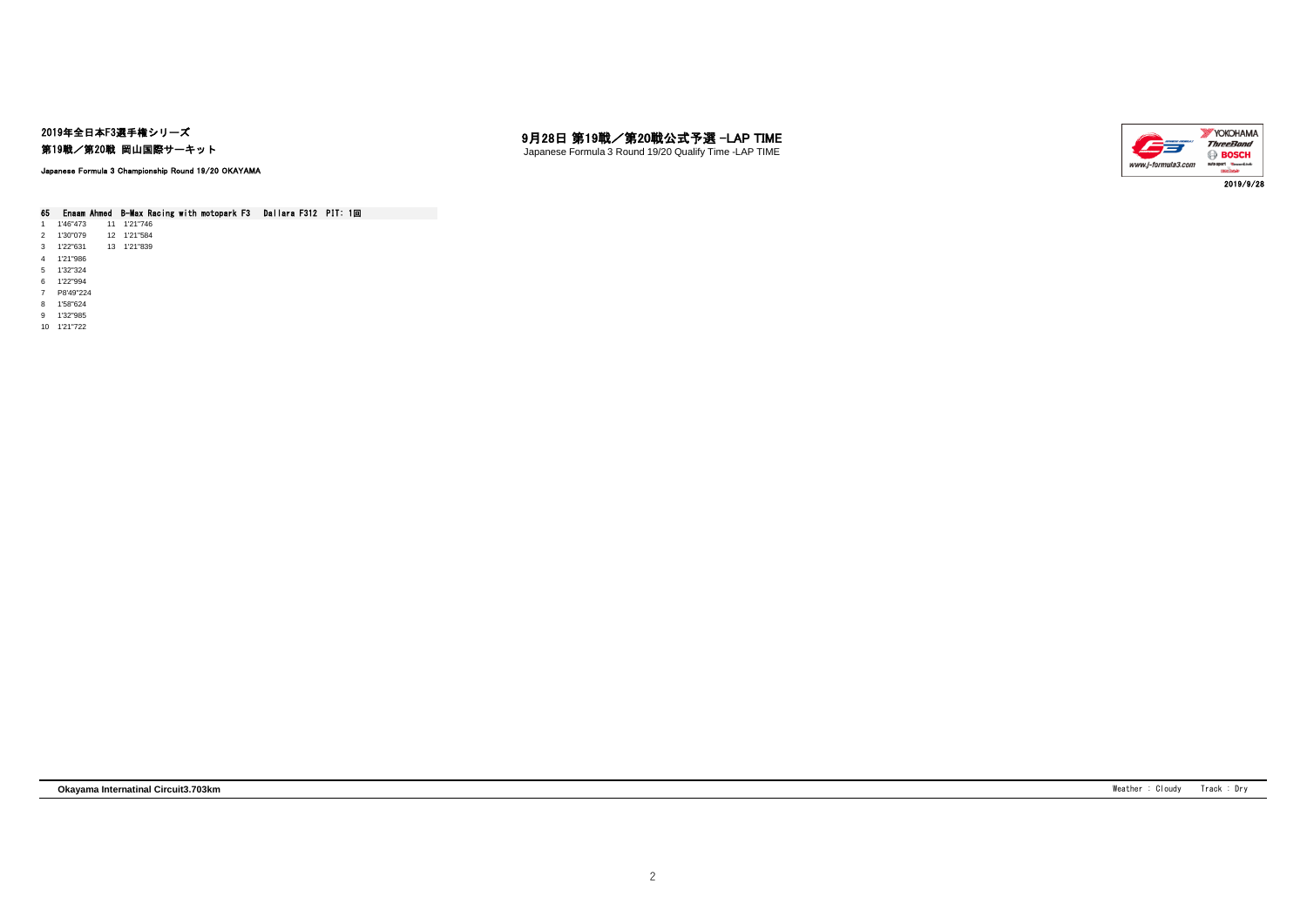2019年全日本F3選手権シリーズ

第19戦／第20戦 岡山国際サーキット

Japanese Formula 3 Championship Round 19/20 OKAYAMA

# 9月28日 第19戦／第20戦公式予選 -LAP TIME

Japanese Formula 3 Round 19/20 Qualify Time -LAP TIME

2019/9/28

**65 Enaam Ahmed B-Max Racing with motopark F3 Dallara F312 PIT: 1回**

| | | | |
|---|---|---|---|
| 1 | 1'46"473 | 11 | 1'21"746 |
| 2 | 1'30"079 | 12 | 1'21"584 |
| 3 | 1'22"631 | 13 | 1'21"839 |
| 4 | 1'21"986 | | |
| 5 | 1'32"324 | | |
| 6 | 1'22"994 | | |
| 7 | P8'49"224 | | |
| 8 | 1'58"624 | | |
| 9 | 1'32"985 | | |
| 10 | 1'21"722 | | |

**Okayama Internatinal Circuit3.703km**

Weather : Cloudy Track : Dry